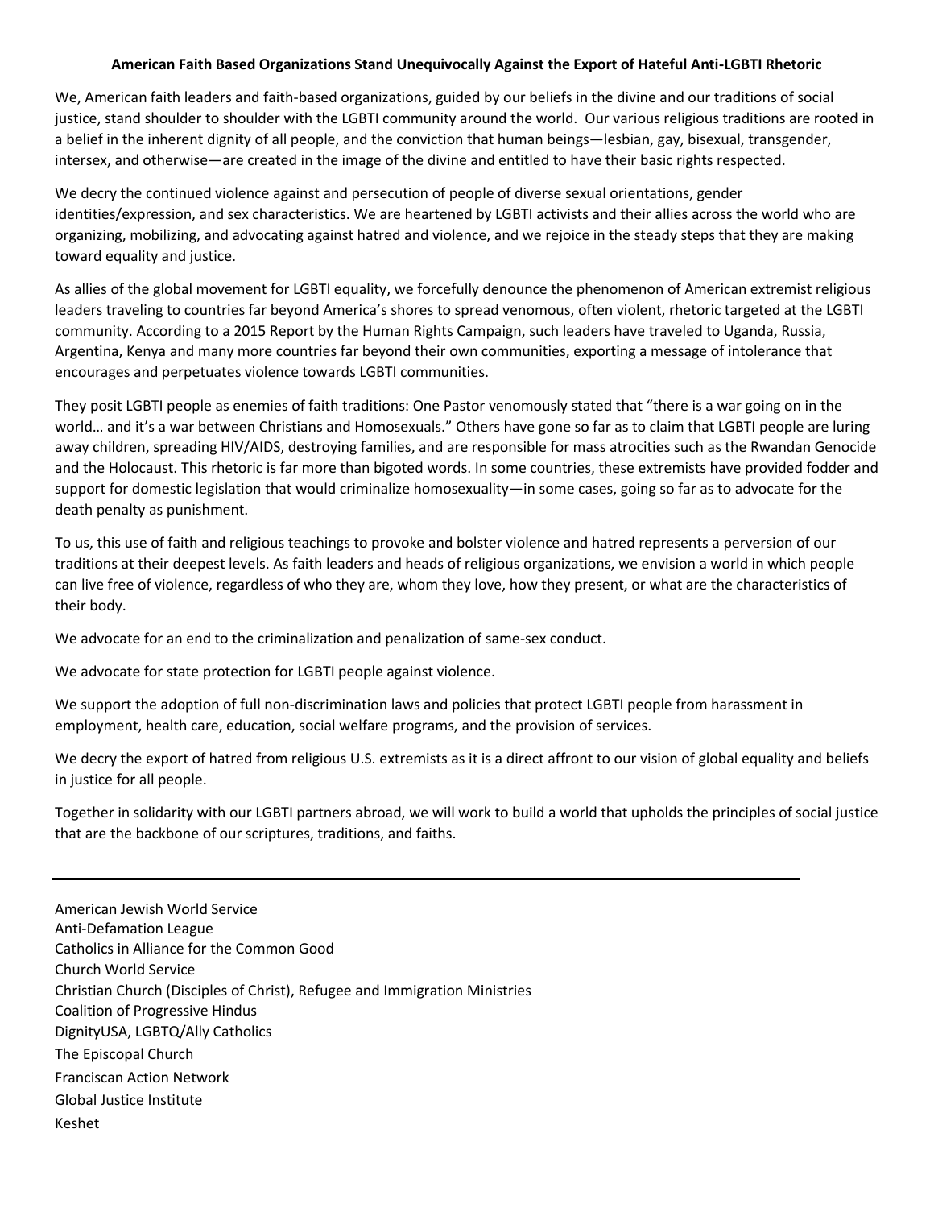**American Faith Based Organizations Stand Unequivocally Against the Export of Hateful Anti-LGBTI Rhetoric**

We, American faith leaders and faith-based organizations, guided by our beliefs in the divine and our traditions of social justice, stand shoulder to shoulder with the LGBTI community around the world. Our various religious traditions are rooted in a belief in the inherent dignity of all people, and the conviction that human beings—lesbian, gay, bisexual, transgender, intersex, and otherwise—are created in the image of the divine and entitled to have their basic rights respected.

We decry the continued violence against and persecution of people of diverse sexual orientations, gender identities/expression, and sex characteristics. We are heartened by LGBTI activists and their allies across the world who are organizing, mobilizing, and advocating against hatred and violence, and we rejoice in the steady steps that they are making toward equality and justice.

As allies of the global movement for LGBTI equality, we forcefully denounce the phenomenon of American extremist religious leaders traveling to countries far beyond America's shores to spread venomous, often violent, rhetoric targeted at the LGBTI community. According to a 2015 Report by the Human Rights Campaign, such leaders have traveled to Uganda, Russia, Argentina, Kenya and many more countries far beyond their own communities, exporting a message of intolerance that encourages and perpetuates violence towards LGBTI communities.

They posit LGBTI people as enemies of faith traditions: One Pastor venomously stated that "there is a war going on in the world… and it's a war between Christians and Homosexuals." Others have gone so far as to claim that LGBTI people are luring away children, spreading HIV/AIDS, destroying families, and are responsible for mass atrocities such as the Rwandan Genocide and the Holocaust. This rhetoric is far more than bigoted words. In some countries, these extremists have provided fodder and support for domestic legislation that would criminalize homosexuality—in some cases, going so far as to advocate for the death penalty as punishment.

To us, this use of faith and religious teachings to provoke and bolster violence and hatred represents a perversion of our traditions at their deepest levels. As faith leaders and heads of religious organizations, we envision a world in which people can live free of violence, regardless of who they are, whom they love, how they present, or what are the characteristics of their body.

We advocate for an end to the criminalization and penalization of same-sex conduct.

We advocate for state protection for LGBTI people against violence.

We support the adoption of full non-discrimination laws and policies that protect LGBTI people from harassment in employment, health care, education, social welfare programs, and the provision of services.

We decry the export of hatred from religious U.S. extremists as it is a direct affront to our vision of global equality and beliefs in justice for all people.

Together in solidarity with our LGBTI partners abroad, we will work to build a world that upholds the principles of social justice that are the backbone of our scriptures, traditions, and faiths.

---

American Jewish World Service
Anti-Defamation League
Catholics in Alliance for the Common Good
Church World Service
Christian Church (Disciples of Christ), Refugee and Immigration Ministries
Coalition of Progressive Hindus
DignityUSA, LGBTQ/Ally Catholics
The Episcopal Church
Franciscan Action Network
Global Justice Institute
Keshet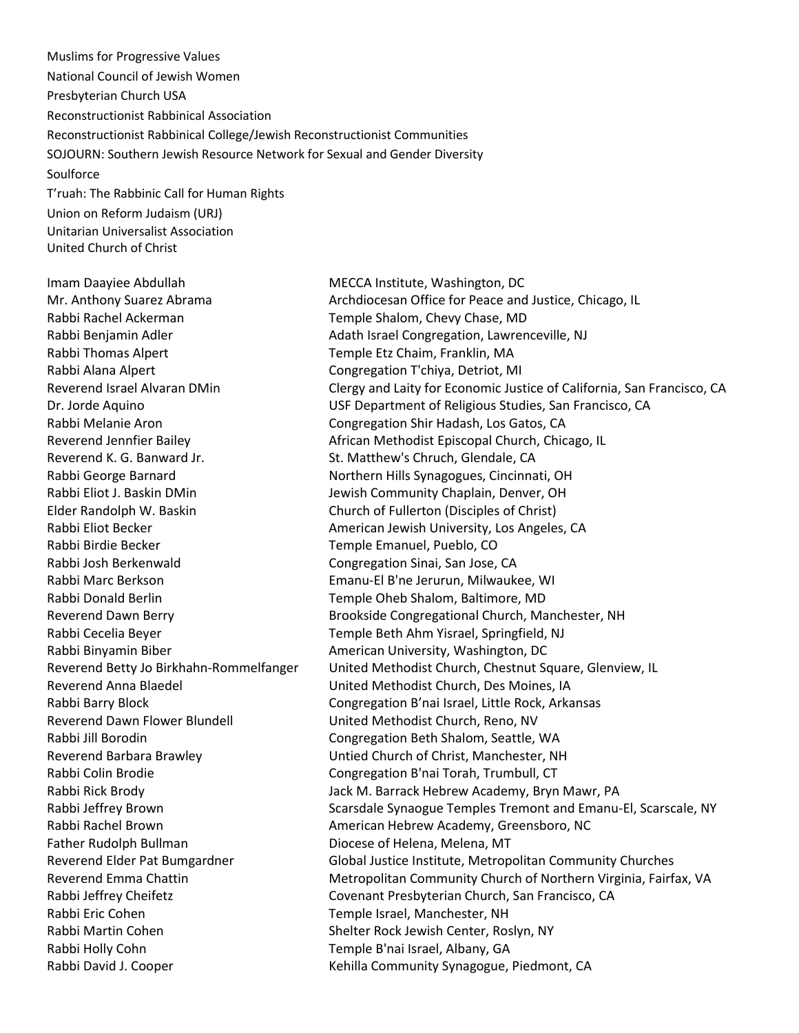Muslims for Progressive Values
National Council of Jewish Women
Presbyterian Church USA
Reconstructionist Rabbinical Association
Reconstructionist Rabbinical College/Jewish Reconstructionist Communities
SOJOURN: Southern Jewish Resource Network for Sexual and Gender Diversity
Soulforce
T'ruah: The Rabbinic Call for Human Rights
Union on Reform Judaism (URJ)
Unitarian Universalist Association
United Church of Christ

| | |
|---|---|
| Imam Daayiee Abdullah | MECCA Institute, Washington, DC |
| Mr. Anthony Suarez Abrama | Archdiocesan Office for Peace and Justice, Chicago, IL |
| Rabbi Rachel Ackerman | Temple Shalom, Chevy Chase, MD |
| Rabbi Benjamin Adler | Adath Israel Congregation, Lawrenceville, NJ |
| Rabbi Thomas Alpert | Temple Etz Chaim, Franklin, MA |
| Rabbi Alana Alpert | Congregation T'chiya, Detriot, MI |
| Reverend Israel Alvaran DMin | Clergy and Laity for Economic Justice of California, San Francisco, CA |
| Dr. Jorde Aquino | USF Department of Religious Studies, San Francisco, CA |
| Rabbi Melanie Aron | Congregation Shir Hadash, Los Gatos, CA |
| Reverend Jennfier Bailey | African Methodist Episcopal Church, Chicago, IL |
| Reverend K. G. Banward Jr. | St. Matthew's Chruch, Glendale, CA |
| Rabbi George Barnard | Northern Hills Synagogues, Cincinnati, OH |
| Rabbi Eliot J. Baskin DMin | Jewish Community Chaplain, Denver, OH |
| Elder Randolph W. Baskin | Church of Fullerton (Disciples of Christ) |
| Rabbi Eliot Becker | American Jewish University, Los Angeles, CA |
| Rabbi Birdie Becker | Temple Emanuel, Pueblo, CO |
| Rabbi Josh Berkenwald | Congregation Sinai, San Jose, CA |
| Rabbi Marc Berkson | Emanu-El B'ne Jerurun, Milwaukee, WI |
| Rabbi Donald Berlin | Temple Oheb Shalom, Baltimore, MD |
| Reverend Dawn Berry | Brookside Congregational Church, Manchester, NH |
| Rabbi Cecelia Beyer | Temple Beth Ahm Yisrael, Springfield, NJ |
| Rabbi Binyamin Biber | American University, Washington, DC |
| Reverend Betty Jo Birkhahn-Rommelfanger | United Methodist Church, Chestnut Square, Glenview, IL |
| Reverend Anna Blaedel | United Methodist Church, Des Moines, IA |
| Rabbi Barry Block | Congregation B'nai Israel, Little Rock, Arkansas |
| Reverend Dawn Flower Blundell | United Methodist Church, Reno, NV |
| Rabbi Jill Borodin | Congregation Beth Shalom, Seattle, WA |
| Reverend Barbara Brawley | Untied Church of Christ, Manchester, NH |
| Rabbi Colin Brodie | Congregation B'nai Torah, Trumbull, CT |
| Rabbi Rick Brody | Jack M. Barrack Hebrew Academy, Bryn Mawr, PA |
| Rabbi Jeffrey Brown | Scarsdale Synaogue Temples Tremont and Emanu-El, Scarscale, NY |
| Rabbi Rachel Brown | American Hebrew Academy, Greensboro, NC |
| Father Rudolph Bullman | Diocese of Helena, Melena, MT |
| Reverend Elder Pat Bumgardner | Global Justice Institute, Metropolitan Community Churches |
| Reverend Emma Chattin | Metropolitan Community Church of Northern Virginia, Fairfax, VA |
| Rabbi Jeffrey Cheifetz | Covenant Presbyterian Church, San Francisco, CA |
| Rabbi Eric Cohen | Temple Israel, Manchester, NH |
| Rabbi Martin Cohen | Shelter Rock Jewish Center, Roslyn, NY |
| Rabbi Holly Cohn | Temple B'nai Israel, Albany, GA |
| Rabbi David J. Cooper | Kehilla Community Synagogue, Piedmont, CA |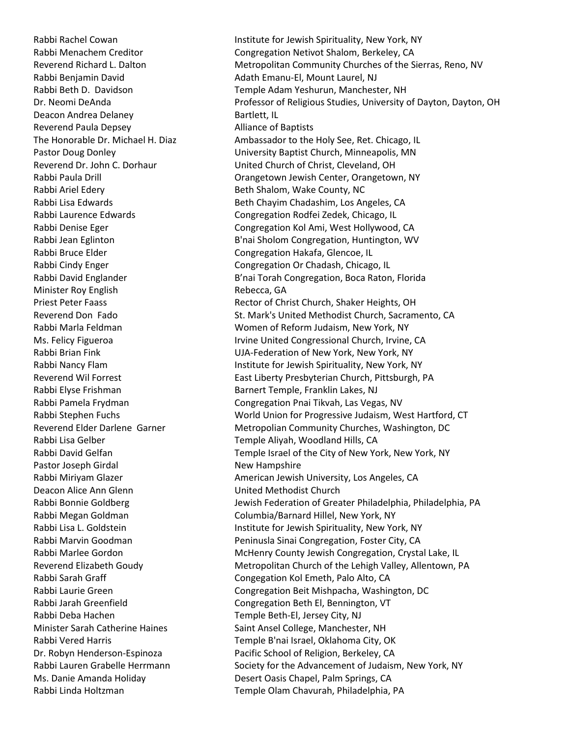| | |
|---|---|
| Rabbi Rachel Cowan | Institute for Jewish Spirituality, New York, NY |
| Rabbi Menachem Creditor | Congregation Netivot Shalom, Berkeley, CA |
| Reverend Richard L. Dalton | Metropolitan Community Churches of the Sierras, Reno, NV |
| Rabbi Benjamin David | Adath Emanu-El, Mount Laurel, NJ |
| Rabbi Beth D. Davidson | Temple Adam Yeshurun, Manchester, NH |
| Dr. Neomi DeAnda | Professor of Religious Studies, University of Dayton, Dayton, OH |
| Deacon Andrea Delaney | Bartlett, IL |
| Reverend Paula Depsey | Alliance of Baptists |
| The Honorable Dr. Michael H. Diaz | Ambassador to the Holy See, Ret. Chicago, IL |
| Pastor Doug Donley | University Baptist Church, Minneapolis, MN |
| Reverend Dr. John C. Dorhaur | United Church of Christ, Cleveland, OH |
| Rabbi Paula Drill | Orangetown Jewish Center, Orangetown, NY |
| Rabbi Ariel Edery | Beth Shalom, Wake County, NC |
| Rabbi Lisa Edwards | Beth Chayim Chadashim, Los Angeles, CA |
| Rabbi Laurence Edwards | Congregation Rodfei Zedek, Chicago, IL |
| Rabbi Denise Eger | Congregation Kol Ami, West Hollywood, CA |
| Rabbi Jean Eglinton | B'nai Sholom Congregation, Huntington, WV |
| Rabbi Bruce Elder | Congregation Hakafa, Glencoe, IL |
| Rabbi Cindy Enger | Congregation Or Chadash, Chicago, IL |
| Rabbi David Englander | B'nai Torah Congregation, Boca Raton, Florida |
| Minister Roy English | Rebecca, GA |
| Priest Peter Faass | Rector of Christ Church, Shaker Heights, OH |
| Reverend Don Fado | St. Mark's United Methodist Church, Sacramento, CA |
| Rabbi Marla Feldman | Women of Reform Judaism, New York, NY |
| Ms. Felicy Figueroa | Irvine United Congressional Church, Irvine, CA |
| Rabbi Brian Fink | UJA-Federation of New York, New York, NY |
| Rabbi Nancy Flam | Institute for Jewish Spirituality, New York, NY |
| Reverend Wil Forrest | East Liberty Presbyterian Church, Pittsburgh, PA |
| Rabbi Elyse Frishman | Barnert Temple, Franklin Lakes, NJ |
| Rabbi Pamela Frydman | Congregation Pnai Tikvah, Las Vegas, NV |
| Rabbi Stephen Fuchs | World Union for Progressive Judaism, West Hartford, CT |
| Reverend Elder Darlene Garner | Metropolian Community Churches, Washington, DC |
| Rabbi Lisa Gelber | Temple Aliyah, Woodland Hills, CA |
| Rabbi David Gelfan | Temple Israel of the City of New York, New York, NY |
| Pastor Joseph Girdal | New Hampshire |
| Rabbi Miriyam Glazer | American Jewish University, Los Angeles, CA |
| Deacon Alice Ann Glenn | United Methodist Church |
| Rabbi Bonnie Goldberg | Jewish Federation of Greater Philadelphia, Philadelphia, PA |
| Rabbi Megan Goldman | Columbia/Barnard Hillel, New York, NY |
| Rabbi Lisa L. Goldstein | Institute for Jewish Spirituality, New York, NY |
| Rabbi Marvin Goodman | Peninusla Sinai Congregation, Foster City, CA |
| Rabbi Marlee Gordon | McHenry County Jewish Congregation, Crystal Lake, IL |
| Reverend Elizabeth Goudy | Metropolitan Church of the Lehigh Valley, Allentown, PA |
| Rabbi Sarah Graff | Congegation Kol Emeth, Palo Alto, CA |
| Rabbi Laurie Green | Congregation Beit Mishpacha, Washington, DC |
| Rabbi Jarah Greenfield | Congregation Beth El, Bennington, VT |
| Rabbi Deba Hachen | Temple Beth-El, Jersey City, NJ |
| Minister Sarah Catherine Haines | Saint Ansel College, Manchester, NH |
| Rabbi Vered Harris | Temple B'nai Israel, Oklahoma City, OK |
| Dr. Robyn Henderson-Espinoza | Pacific School of Religion, Berkeley, CA |
| Rabbi Lauren Grabelle Herrmann | Society for the Advancement of Judaism, New York, NY |
| Ms. Danie Amanda Holiday | Desert Oasis Chapel, Palm Springs, CA |
| Rabbi Linda Holtzman | Temple Olam Chavurah, Philadelphia, PA |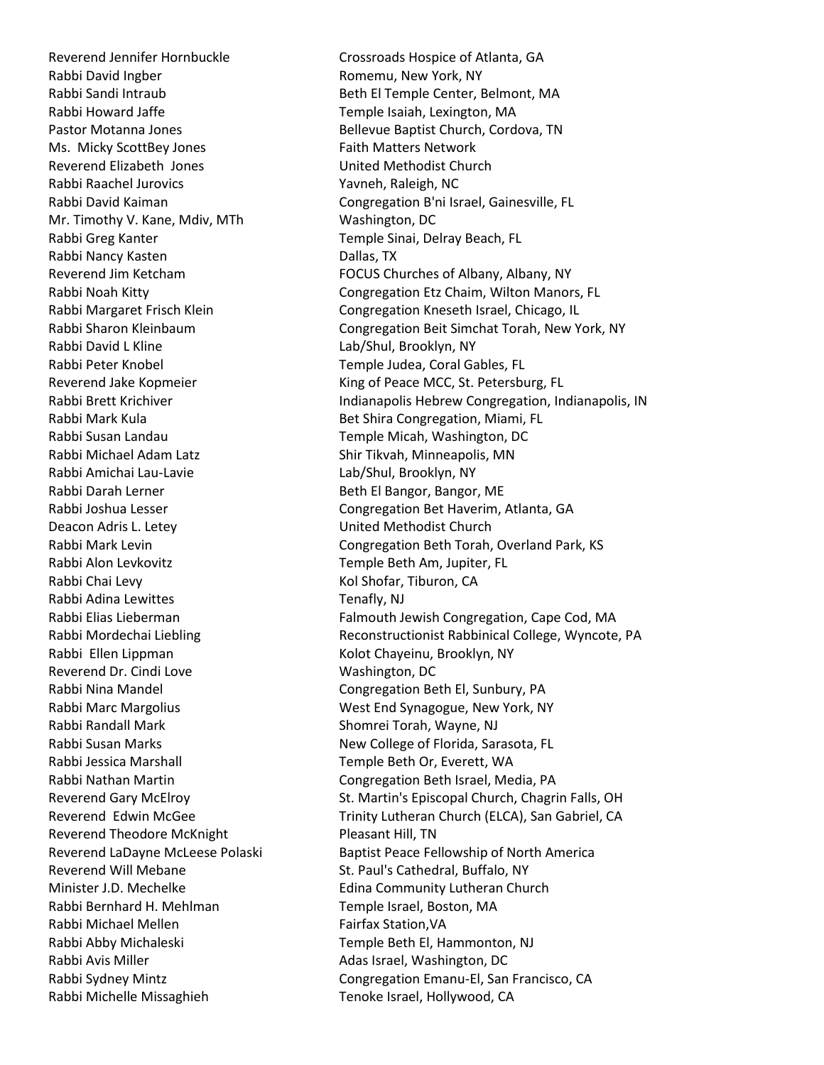| | |
|---|---|
| Reverend Jennifer Hornbuckle | Crossroads Hospice of Atlanta, GA |
| Rabbi David Ingber | Romemu, New York, NY |
| Rabbi Sandi Intraub | Beth El Temple Center, Belmont, MA |
| Rabbi Howard Jaffe | Temple Isaiah, Lexington, MA |
| Pastor Motanna Jones | Bellevue Baptist Church, Cordova, TN |
| Ms. Micky ScottBey Jones | Faith Matters Network |
| Reverend Elizabeth Jones | United Methodist Church |
| Rabbi Raachel Jurovics | Yavneh, Raleigh, NC |
| Rabbi David Kaiman | Congregation B'ni Israel, Gainesville, FL |
| Mr. Timothy V. Kane, Mdiv, MTh | Washington, DC |
| Rabbi Greg Kanter | Temple Sinai, Delray Beach, FL |
| Rabbi Nancy Kasten | Dallas, TX |
| Reverend Jim Ketcham | FOCUS Churches of Albany, Albany, NY |
| Rabbi Noah Kitty | Congregation Etz Chaim, Wilton Manors, FL |
| Rabbi Margaret Frisch Klein | Congregation Kneseth Israel, Chicago, IL |
| Rabbi Sharon Kleinbaum | Congregation Beit Simchat Torah, New York, NY |
| Rabbi David L Kline | Lab/Shul, Brooklyn, NY |
| Rabbi Peter Knobel | Temple Judea, Coral Gables, FL |
| Reverend Jake Kopmeier | King of Peace MCC, St. Petersburg, FL |
| Rabbi Brett Krichiver | Indianapolis Hebrew Congregation, Indianapolis, IN |
| Rabbi Mark Kula | Bet Shira Congregation, Miami, FL |
| Rabbi Susan Landau | Temple Micah, Washington, DC |
| Rabbi Michael Adam Latz | Shir Tikvah, Minneapolis, MN |
| Rabbi Amichai Lau-Lavie | Lab/Shul, Brooklyn, NY |
| Rabbi Darah Lerner | Beth El Bangor, Bangor, ME |
| Rabbi Joshua Lesser | Congregation Bet Haverim, Atlanta, GA |
| Deacon Adris L. Letey | United Methodist Church |
| Rabbi Mark Levin | Congregation Beth Torah, Overland Park, KS |
| Rabbi Alon Levkovitz | Temple Beth Am, Jupiter, FL |
| Rabbi Chai Levy | Kol Shofar, Tiburon, CA |
| Rabbi Adina Lewittes | Tenafly, NJ |
| Rabbi Elias Lieberman | Falmouth Jewish Congregation, Cape Cod, MA |
| Rabbi Mordechai Liebling | Reconstructionist Rabbinical College, Wyncote, PA |
| Rabbi Ellen Lippman | Kolot Chayeinu, Brooklyn, NY |
| Reverend Dr. Cindi Love | Washington, DC |
| Rabbi Nina Mandel | Congregation Beth El, Sunbury, PA |
| Rabbi Marc Margolius | West End Synagogue, New York, NY |
| Rabbi Randall Mark | Shomrei Torah, Wayne, NJ |
| Rabbi Susan Marks | New College of Florida, Sarasota, FL |
| Rabbi Jessica Marshall | Temple Beth Or, Everett, WA |
| Rabbi Nathan Martin | Congregation Beth Israel, Media, PA |
| Reverend Gary McElroy | St. Martin's Episcopal Church, Chagrin Falls, OH |
| Reverend Edwin McGee | Trinity Lutheran Church (ELCA), San Gabriel, CA |
| Reverend Theodore McKnight | Pleasant Hill, TN |
| Reverend LaDayne McLeese Polaski | Baptist Peace Fellowship of North America |
| Reverend Will Mebane | St. Paul's Cathedral, Buffalo, NY |
| Minister J.D. Mechelke | Edina Community Lutheran Church |
| Rabbi Bernhard H. Mehlman | Temple Israel, Boston, MA |
| Rabbi Michael Mellen | Fairfax Station,VA |
| Rabbi Abby Michaleski | Temple Beth El, Hammonton, NJ |
| Rabbi Avis Miller | Adas Israel, Washington, DC |
| Rabbi Sydney Mintz | Congregation Emanu-El, San Francisco, CA |
| Rabbi Michelle Missaghieh | Tenoke Israel, Hollywood, CA |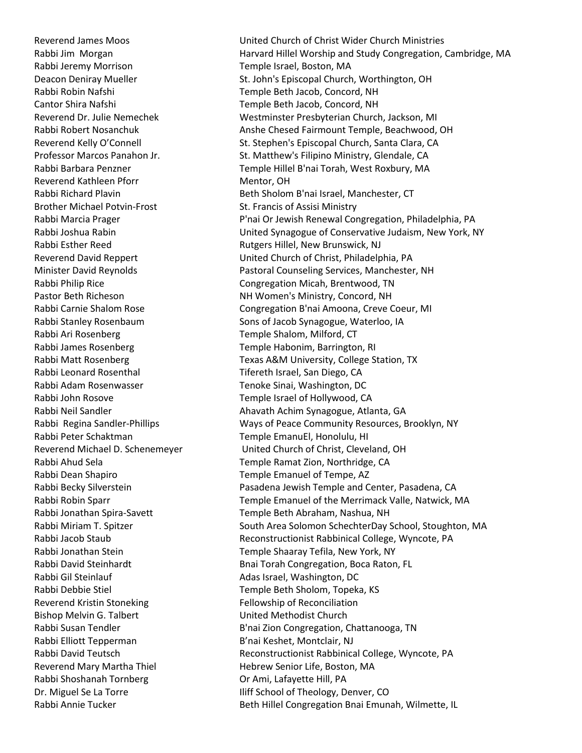| | |
|---|---|
| Reverend James Moos | United Church of Christ Wider Church Ministries |
| Rabbi Jim Morgan | Harvard Hillel Worship and Study Congregation, Cambridge, MA |
| Rabbi Jeremy Morrison | Temple Israel, Boston, MA |
| Deacon Deniray Mueller | St. John's Episcopal Church, Worthington, OH |
| Rabbi Robin Nafshi | Temple Beth Jacob, Concord, NH |
| Cantor Shira Nafshi | Temple Beth Jacob, Concord, NH |
| Reverend Dr. Julie Nemechek | Westminster Presbyterian Church, Jackson, MI |
| Rabbi Robert Nosanchuk | Anshe Chesed Fairmount Temple, Beachwood, OH |
| Reverend Kelly O'Connell | St. Stephen's Episcopal Church, Santa Clara, CA |
| Professor Marcos Panahon Jr. | St. Matthew's Filipino Ministry, Glendale, CA |
| Rabbi Barbara Penzner | Temple Hillel B'nai Torah, West Roxbury, MA |
| Reverend Kathleen Pforr | Mentor, OH |
| Rabbi Richard Plavin | Beth Sholom B'nai Israel, Manchester, CT |
| Brother Michael Potvin-Frost | St. Francis of Assisi Ministry |
| Rabbi Marcia Prager | P'nai Or Jewish Renewal Congregation, Philadelphia, PA |
| Rabbi Joshua Rabin | United Synagogue of Conservative Judaism, New York, NY |
| Rabbi Esther Reed | Rutgers Hillel, New Brunswick, NJ |
| Reverend David Reppert | United Church of Christ, Philadelphia, PA |
| Minister David Reynolds | Pastoral Counseling Services, Manchester, NH |
| Rabbi Philip Rice | Congregation Micah, Brentwood, TN |
| Pastor Beth Richeson | NH Women's Ministry, Concord, NH |
| Rabbi Carnie Shalom Rose | Congregation B'nai Amoona, Creve Coeur, MI |
| Rabbi Stanley Rosenbaum | Sons of Jacob Synagogue, Waterloo, IA |
| Rabbi Ari Rosenberg | Temple Shalom, Milford, CT |
| Rabbi James Rosenberg | Temple Habonim, Barrington, RI |
| Rabbi Matt Rosenberg | Texas A&M University, College Station, TX |
| Rabbi Leonard Rosenthal | Tifereth Israel, San Diego, CA |
| Rabbi Adam Rosenwasser | Tenoke Sinai, Washington, DC |
| Rabbi John Rosove | Temple Israel of Hollywood, CA |
| Rabbi Neil Sandler | Ahavath Achim Synagogue, Atlanta, GA |
| Rabbi Regina Sandler-Phillips | Ways of Peace Community Resources, Brooklyn, NY |
| Rabbi Peter Schaktman | Temple EmanuEl, Honolulu, HI |
| Reverend Michael D. Schenemeyer | United Church of Christ, Cleveland, OH |
| Rabbi Ahud Sela | Temple Ramat Zion, Northridge, CA |
| Rabbi Dean Shapiro | Temple Emanuel of Tempe, AZ |
| Rabbi Becky Silverstein | Pasadena Jewish Temple and Center, Pasadena, CA |
| Rabbi Robin Sparr | Temple Emanuel of the Merrimack Valle, Natwick, MA |
| Rabbi Jonathan Spira-Savett | Temple Beth Abraham, Nashua, NH |
| Rabbi Miriam T. Spitzer | South Area Solomon SchechterDay School, Stoughton, MA |
| Rabbi Jacob Staub | Reconstructionist Rabbinical College, Wyncote, PA |
| Rabbi Jonathan Stein | Temple Shaaray Tefila, New York, NY |
| Rabbi David Steinhardt | Bnai Torah Congregation, Boca Raton, FL |
| Rabbi Gil Steinlauf | Adas Israel, Washington, DC |
| Rabbi Debbie Stiel | Temple Beth Sholom, Topeka, KS |
| Reverend Kristin Stoneking | Fellowship of Reconciliation |
| Bishop Melvin G. Talbert | United Methodist Church |
| Rabbi Susan Tendler | B'nai Zion Congregation, Chattanooga, TN |
| Rabbi Elliott Tepperman | B'nai Keshet, Montclair, NJ |
| Rabbi David Teutsch | Reconstructionist Rabbinical College, Wyncote, PA |
| Reverend Mary Martha Thiel | Hebrew Senior Life, Boston, MA |
| Rabbi Shoshanah Tornberg | Or Ami, Lafayette Hill, PA |
| Dr. Miguel Se La Torre | Iliff School of Theology, Denver, CO |
| Rabbi Annie Tucker | Beth Hillel Congregation Bnai Emunah, Wilmette, IL |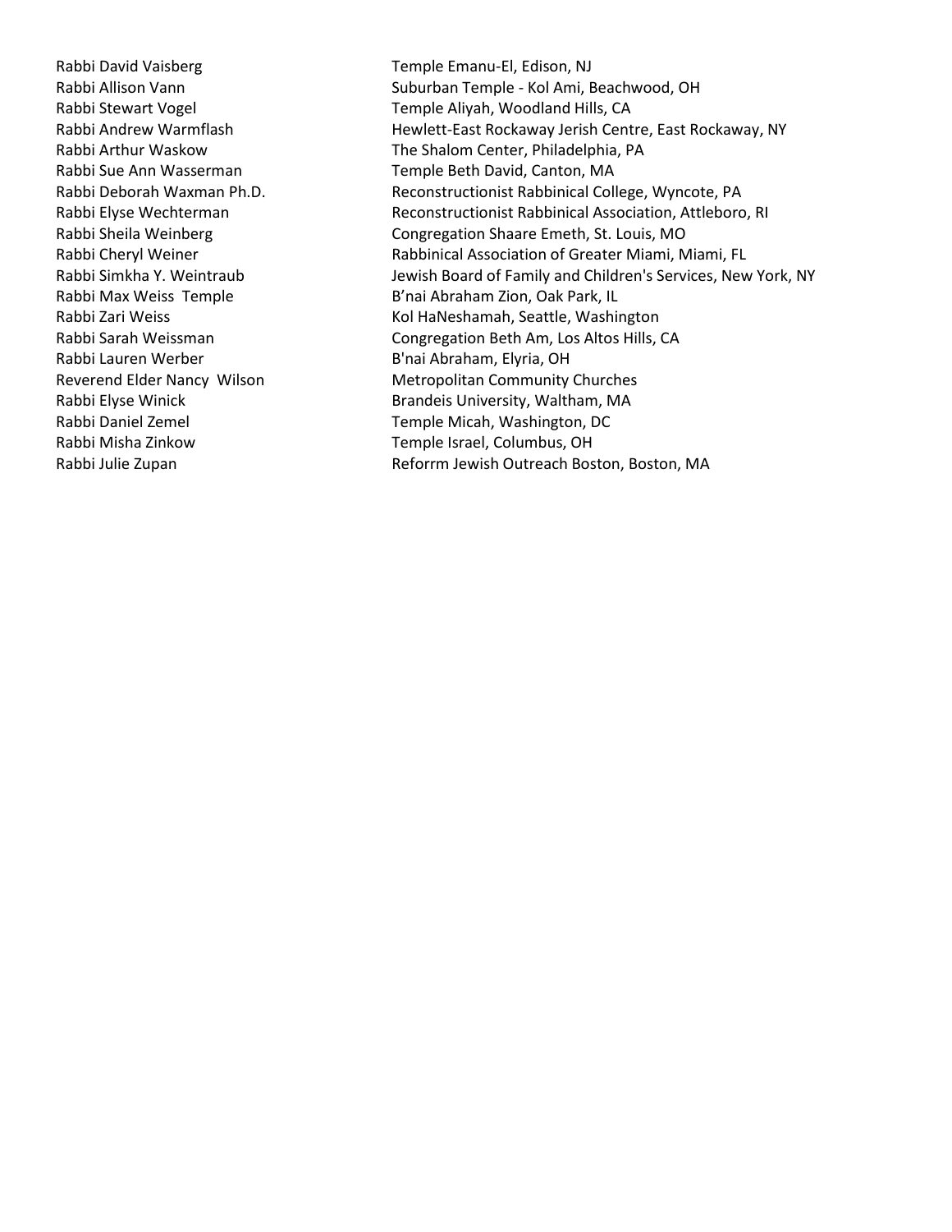| | |
|---|---|
| Rabbi David Vaisberg | Temple Emanu-El, Edison, NJ |
| Rabbi Allison Vann | Suburban Temple - Kol Ami, Beachwood, OH |
| Rabbi Stewart Vogel | Temple Aliyah, Woodland Hills, CA |
| Rabbi Andrew Warmflash | Hewlett-East Rockaway Jerish Centre, East Rockaway, NY |
| Rabbi Arthur Waskow | The Shalom Center, Philadelphia, PA |
| Rabbi Sue Ann Wasserman | Temple Beth David, Canton, MA |
| Rabbi Deborah Waxman Ph.D. | Reconstructionist Rabbinical College, Wyncote, PA |
| Rabbi Elyse Wechterman | Reconstructionist Rabbinical Association, Attleboro, RI |
| Rabbi Sheila Weinberg | Congregation Shaare Emeth, St. Louis, MO |
| Rabbi Cheryl Weiner | Rabbinical Association of Greater Miami, Miami, FL |
| Rabbi Simkha Y. Weintraub | Jewish Board of Family and Children's Services, New York, NY |
| Rabbi Max Weiss Temple | B'nai Abraham Zion, Oak Park, IL |
| Rabbi Zari Weiss | Kol HaNeshamah, Seattle, Washington |
| Rabbi Sarah Weissman | Congregation Beth Am, Los Altos Hills, CA |
| Rabbi Lauren Werber | B'nai Abraham, Elyria, OH |
| Reverend Elder Nancy Wilson | Metropolitan Community Churches |
| Rabbi Elyse Winick | Brandeis University, Waltham, MA |
| Rabbi Daniel Zemel | Temple Micah, Washington, DC |
| Rabbi Misha Zinkow | Temple Israel, Columbus, OH |
| Rabbi Julie Zupan | Reforrm Jewish Outreach Boston, Boston, MA |